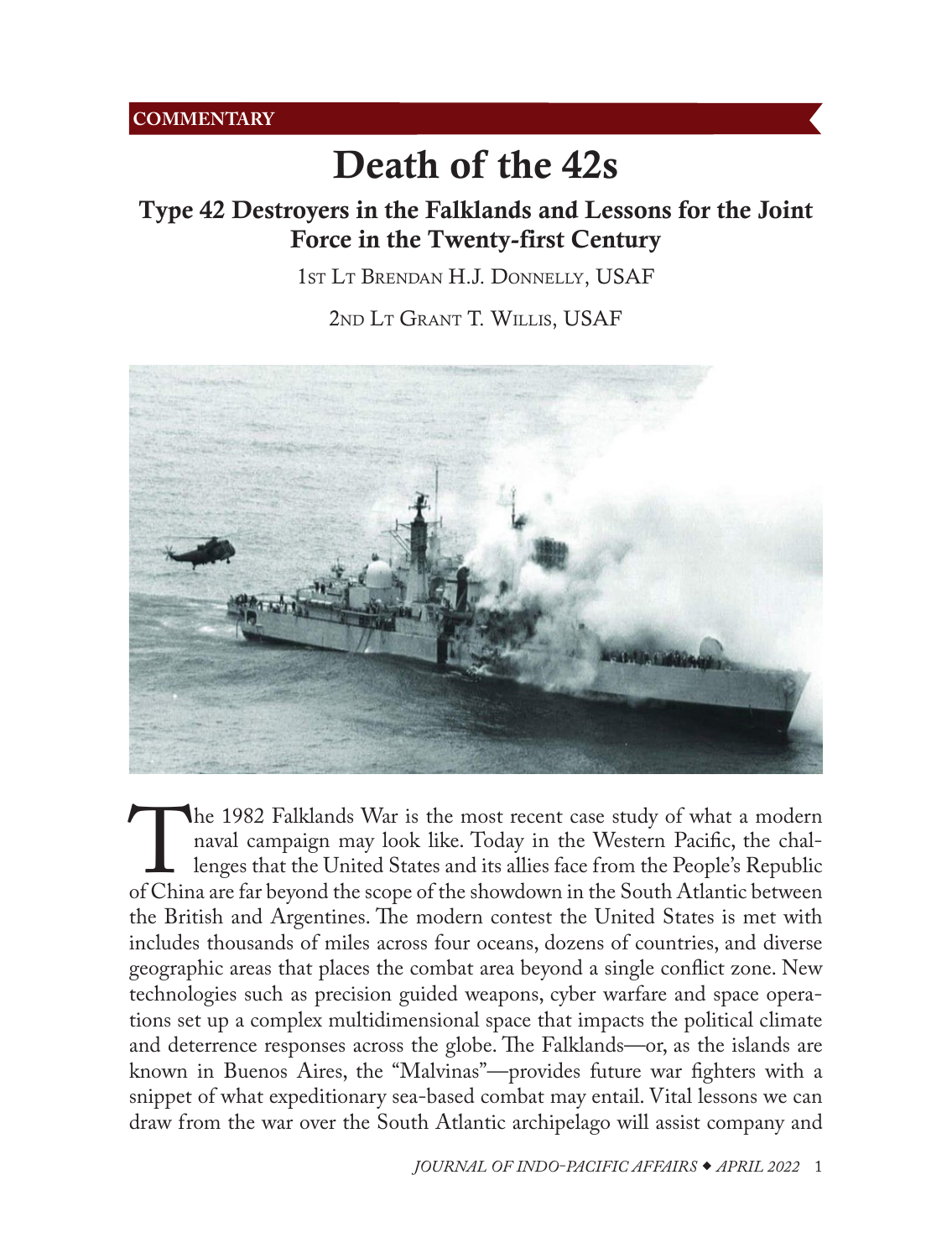COMMENTARY

# Death of the 42s

## Type 42 Destroyers in the Falklands and Lessons for the Joint Force in the Twenty-first Century

1st Lt Brendan H.J. Donnelly, USAF

2nd Lt Grant T. Willis, USAF

The 1982 Falklands War is the most recent case study of what a modern naval campaign may look like. Today in the Western Pacific, the challenges that the United States and its allies face from the People's Republic of China are far beyond the scope of the showdown in the South Atlantic between the British and Argentines. The modern contest the United States is met with includes thousands of miles across four oceans, dozens of countries, and diverse geographic areas that places the combat area beyond a single conflict zone. New technologies such as precision guided weapons, cyber warfare and space operations set up a complex multidimensional space that impacts the political climate and deterrence responses across the globe. The Falklands—or, as the islands are known in Buenos Aires, the "Malvinas"—provides future war fighters with a snippet of what expeditionary sea-based combat may entail. Vital lessons we can draw from the war over the South Atlantic archipelago will assist company and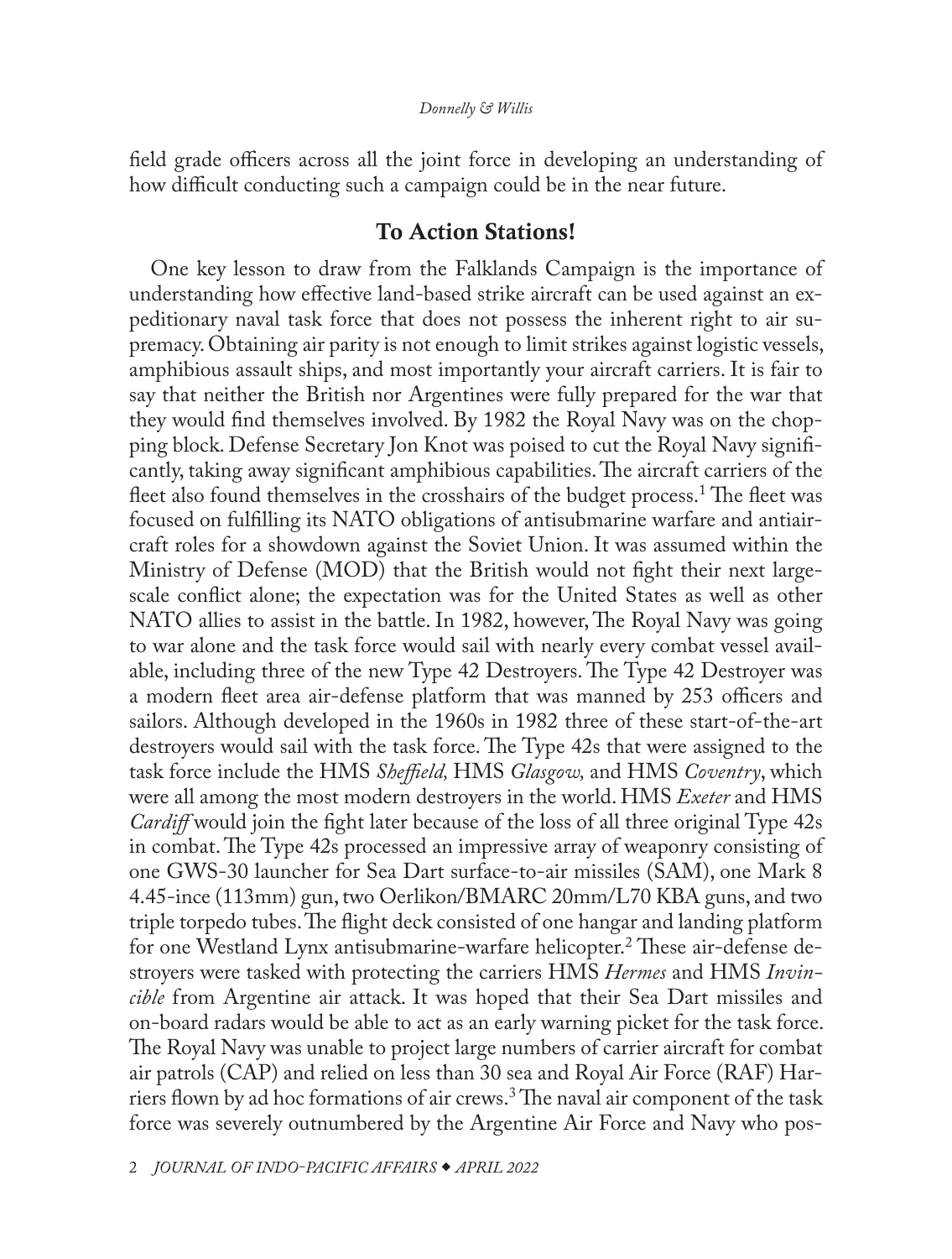field grade officers across all the joint force in developing an understanding of how difficult conducting such a campaign could be in the near future.

## To Action Stations!

One key lesson to draw from the Falklands Campaign is the importance of understanding how effective land-based strike aircraft can be used against an expeditionary naval task force that does not possess the inherent right to air supremacy. Obtaining air parity is not enough to limit strikes against logistic vessels, amphibious assault ships, and most importantly your aircraft carriers. It is fair to say that neither the British nor Argentines were fully prepared for the war that they would find themselves involved. By 1982 the Royal Navy was on the chopping block. Defense Secretary Jon Knot was poised to cut the Royal Navy significantly, taking away significant amphibious capabilities. The aircraft carriers of the fleet also found themselves in the crosshairs of the budget process.[1] The fleet was focused on fulfilling its NATO obligations of antisubmarine warfare and antiaircraft roles for a showdown against the Soviet Union. It was assumed within the Ministry of Defense (MOD) that the British would not fight their next large-scale conflict alone; the expectation was for the United States as well as other NATO allies to assist in the battle. In 1982, however, The Royal Navy was going to war alone and the task force would sail with nearly every combat vessel available, including three of the new Type 42 Destroyers. The Type 42 Destroyer was a modern fleet area air-defense platform that was manned by 253 officers and sailors. Although developed in the 1960s in 1982 three of these start-of-the-art destroyers would sail with the task force. The Type 42s that were assigned to the task force include the HMS *Sheffield,* HMS *Glasgow,* and HMS *Coventry*, which were all among the most modern destroyers in the world. HMS *Exeter* and HMS *Cardiff* would join the fight later because of the loss of all three original Type 42s in combat. The Type 42s processed an impressive array of weaponry consisting of one GWS-30 launcher for Sea Dart surface-to-air missiles (SAM), one Mark 8 4.45-ince (113mm) gun, two Oerlikon/BMARC 20mm/L70 KBA guns, and two triple torpedo tubes. The flight deck consisted of one hangar and landing platform for one Westland Lynx antisubmarine-warfare helicopter.[2] These air-defense destroyers were tasked with protecting the carriers HMS *Hermes* and HMS *Invincible* from Argentine air attack. It was hoped that their Sea Dart missiles and on-board radars would be able to act as an early warning picket for the task force. The Royal Navy was unable to project large numbers of carrier aircraft for combat air patrols (CAP) and relied on less than 30 sea and Royal Air Force (RAF) Harriers flown by ad hoc formations of air crews.[3] The naval air component of the task force was severely outnumbered by the Argentine Air Force and Navy who pos-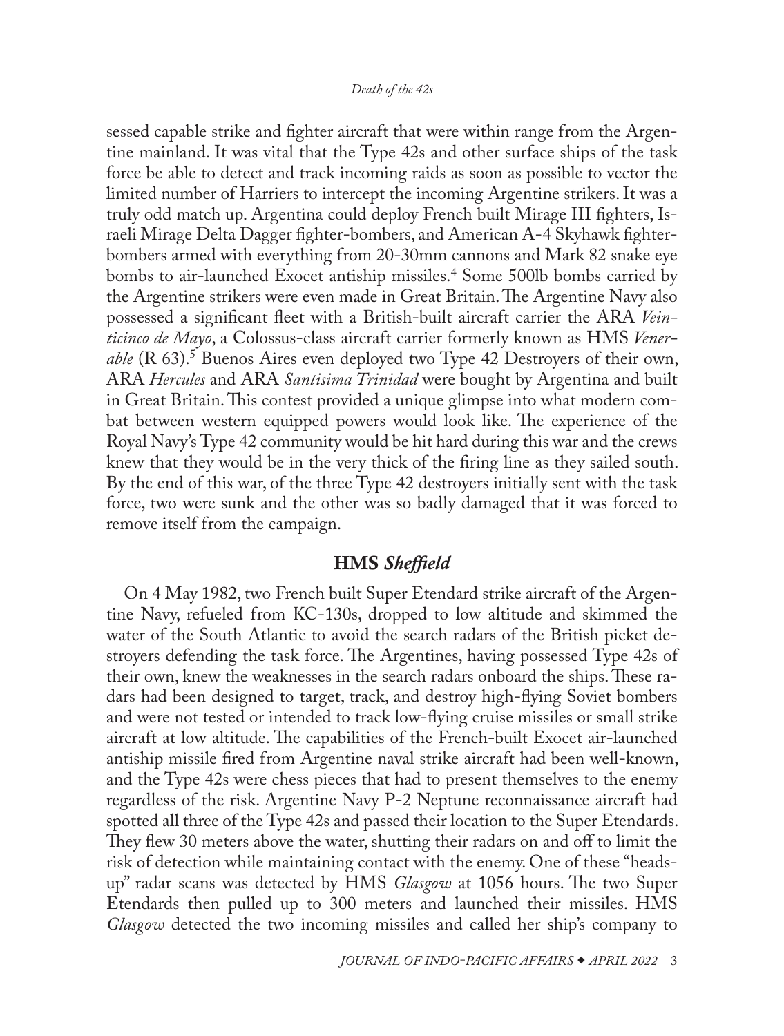sessed capable strike and fighter aircraft that were within range from the Argentine mainland. It was vital that the Type 42s and other surface ships of the task force be able to detect and track incoming raids as soon as possible to vector the limited number of Harriers to intercept the incoming Argentine strikers. It was a truly odd match up. Argentina could deploy French built Mirage III fighters, Israeli Mirage Delta Dagger fighter-bombers, and American A-4 Skyhawk fighter-bombers armed with everything from 20-30mm cannons and Mark 82 snake eye bombs to air-launched Exocet antiship missiles.[4] Some 500lb bombs carried by the Argentine strikers were even made in Great Britain. The Argentine Navy also possessed a significant fleet with a British-built aircraft carrier the ARA *Veinticinco de Mayo*, a Colossus-class aircraft carrier formerly known as HMS *Venerable* (R 63).[5] Buenos Aires even deployed two Type 42 Destroyers of their own, ARA *Hercules* and ARA *Santisima Trinidad* were bought by Argentina and built in Great Britain. This contest provided a unique glimpse into what modern combat between western equipped powers would look like. The experience of the Royal Navy's Type 42 community would be hit hard during this war and the crews knew that they would be in the very thick of the firing line as they sailed south. By the end of this war, of the three Type 42 destroyers initially sent with the task force, two were sunk and the other was so badly damaged that it was forced to remove itself from the campaign.

## HMS *Sheffield*

On 4 May 1982, two French built Super Etendard strike aircraft of the Argentine Navy, refueled from KC-130s, dropped to low altitude and skimmed the water of the South Atlantic to avoid the search radars of the British picket destroyers defending the task force. The Argentines, having possessed Type 42s of their own, knew the weaknesses in the search radars onboard the ships. These radars had been designed to target, track, and destroy high-flying Soviet bombers and were not tested or intended to track low-flying cruise missiles or small strike aircraft at low altitude. The capabilities of the French-built Exocet air-launched antiship missile fired from Argentine naval strike aircraft had been well-known, and the Type 42s were chess pieces that had to present themselves to the enemy regardless of the risk. Argentine Navy P-2 Neptune reconnaissance aircraft had spotted all three of the Type 42s and passed their location to the Super Etendards. They flew 30 meters above the water, shutting their radars on and off to limit the risk of detection while maintaining contact with the enemy. One of these "heads-up" radar scans was detected by HMS *Glasgow* at 1056 hours. The two Super Etendards then pulled up to 300 meters and launched their missiles. HMS *Glasgow* detected the two incoming missiles and called her ship's company to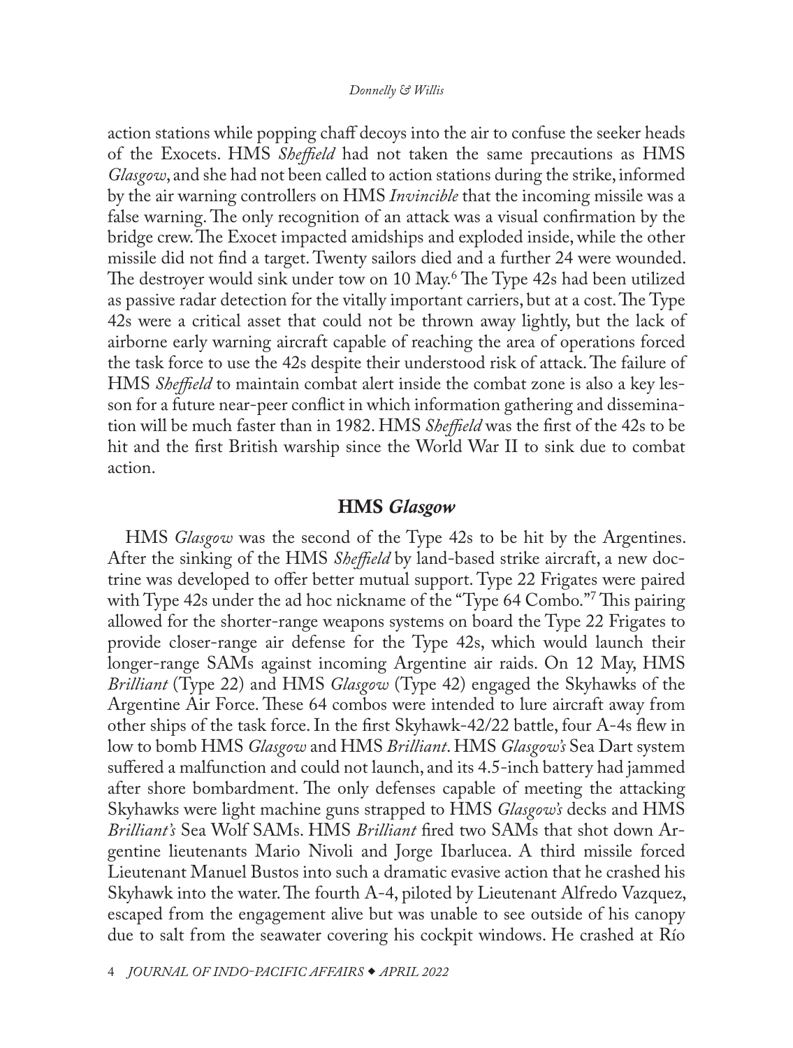action stations while popping chaff decoys into the air to confuse the seeker heads of the Exocets. HMS *Sheffield* had not taken the same precautions as HMS *Glasgow*, and she had not been called to action stations during the strike, informed by the air warning controllers on HMS *Invincible* that the incoming missile was a false warning. The only recognition of an attack was a visual confirmation by the bridge crew. The Exocet impacted amidships and exploded inside, while the other missile did not find a target. Twenty sailors died and a further 24 were wounded. The destroyer would sink under tow on 10 May.[6] The Type 42s had been utilized as passive radar detection for the vitally important carriers, but at a cost. The Type 42s were a critical asset that could not be thrown away lightly, but the lack of airborne early warning aircraft capable of reaching the area of operations forced the task force to use the 42s despite their understood risk of attack. The failure of HMS *Sheffield* to maintain combat alert inside the combat zone is also a key lesson for a future near-peer conflict in which information gathering and dissemination will be much faster than in 1982. HMS *Sheffield* was the first of the 42s to be hit and the first British warship since the World War II to sink due to combat action.

## HMS *Glasgow*

HMS *Glasgow* was the second of the Type 42s to be hit by the Argentines. After the sinking of the HMS *Sheffield* by land-based strike aircraft, a new doctrine was developed to offer better mutual support. Type 22 Frigates were paired with Type 42s under the ad hoc nickname of the "Type 64 Combo."[7] This pairing allowed for the shorter-range weapons systems on board the Type 22 Frigates to provide closer-range air defense for the Type 42s, which would launch their longer-range SAMs against incoming Argentine air raids. On 12 May, HMS *Brilliant* (Type 22) and HMS *Glasgow* (Type 42) engaged the Skyhawks of the Argentine Air Force. These 64 combos were intended to lure aircraft away from other ships of the task force. In the first Skyhawk-42/22 battle, four A-4s flew in low to bomb HMS *Glasgow* and HMS *Brilliant*. HMS *Glasgow's* Sea Dart system suffered a malfunction and could not launch, and its 4.5-inch battery had jammed after shore bombardment. The only defenses capable of meeting the attacking Skyhawks were light machine guns strapped to HMS *Glasgow's* decks and HMS *Brilliant's* Sea Wolf SAMs. HMS *Brilliant* fired two SAMs that shot down Argentine lieutenants Mario Nivoli and Jorge Ibarlucea. A third missile forced Lieutenant Manuel Bustos into such a dramatic evasive action that he crashed his Skyhawk into the water. The fourth A-4, piloted by Lieutenant Alfredo Vazquez, escaped from the engagement alive but was unable to see outside of his canopy due to salt from the seawater covering his cockpit windows. He crashed at Río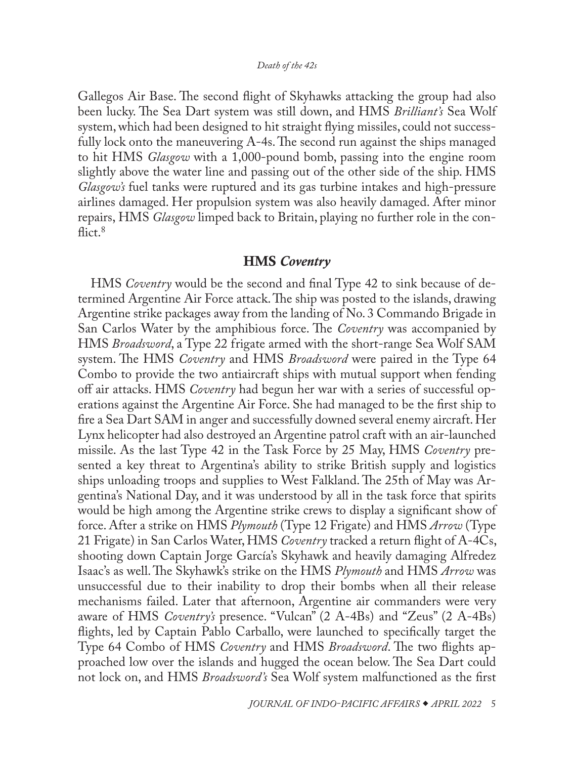Gallegos Air Base. The second flight of Skyhawks attacking the group had also been lucky. The Sea Dart system was still down, and HMS *Brilliant's* Sea Wolf system, which had been designed to hit straight flying missiles, could not successfully lock onto the maneuvering A-4s. The second run against the ships managed to hit HMS *Glasgow* with a 1,000-pound bomb, passing into the engine room slightly above the water line and passing out of the other side of the ship. HMS *Glasgow's* fuel tanks were ruptured and its gas turbine intakes and high-pressure airlines damaged. Her propulsion system was also heavily damaged. After minor repairs, HMS *Glasgow* limped back to Britain, playing no further role in the conflict.[8]

## HMS *Coventry*

HMS *Coventry* would be the second and final Type 42 to sink because of determined Argentine Air Force attack. The ship was posted to the islands, drawing Argentine strike packages away from the landing of No. 3 Commando Brigade in San Carlos Water by the amphibious force. The *Coventry* was accompanied by HMS *Broadsword*, a Type 22 frigate armed with the short-range Sea Wolf SAM system. The HMS *Coventry* and HMS *Broadsword* were paired in the Type 64 Combo to provide the two antiaircraft ships with mutual support when fending off air attacks. HMS *Coventry* had begun her war with a series of successful operations against the Argentine Air Force. She had managed to be the first ship to fire a Sea Dart SAM in anger and successfully downed several enemy aircraft. Her Lynx helicopter had also destroyed an Argentine patrol craft with an air-launched missile. As the last Type 42 in the Task Force by 25 May, HMS *Coventry* presented a key threat to Argentina's ability to strike British supply and logistics ships unloading troops and supplies to West Falkland. The 25th of May was Argentina's National Day, and it was understood by all in the task force that spirits would be high among the Argentine strike crews to display a significant show of force. After a strike on HMS *Plymouth* (Type 12 Frigate) and HMS *Arrow* (Type 21 Frigate) in San Carlos Water, HMS *Coventry* tracked a return flight of A-4Cs, shooting down Captain Jorge García's Skyhawk and heavily damaging Alfredez Isaac's as well. The Skyhawk's strike on the HMS *Plymouth* and HMS *Arrow* was unsuccessful due to their inability to drop their bombs when all their release mechanisms failed. Later that afternoon, Argentine air commanders were very aware of HMS *Coventry's* presence. "Vulcan" (2 A-4Bs) and "Zeus" (2 A-4Bs) flights, led by Captain Pablo Carballo, were launched to specifically target the Type 64 Combo of HMS *Coventry* and HMS *Broadsword*. The two flights approached low over the islands and hugged the ocean below. The Sea Dart could not lock on, and HMS *Broadsword's* Sea Wolf system malfunctioned as the first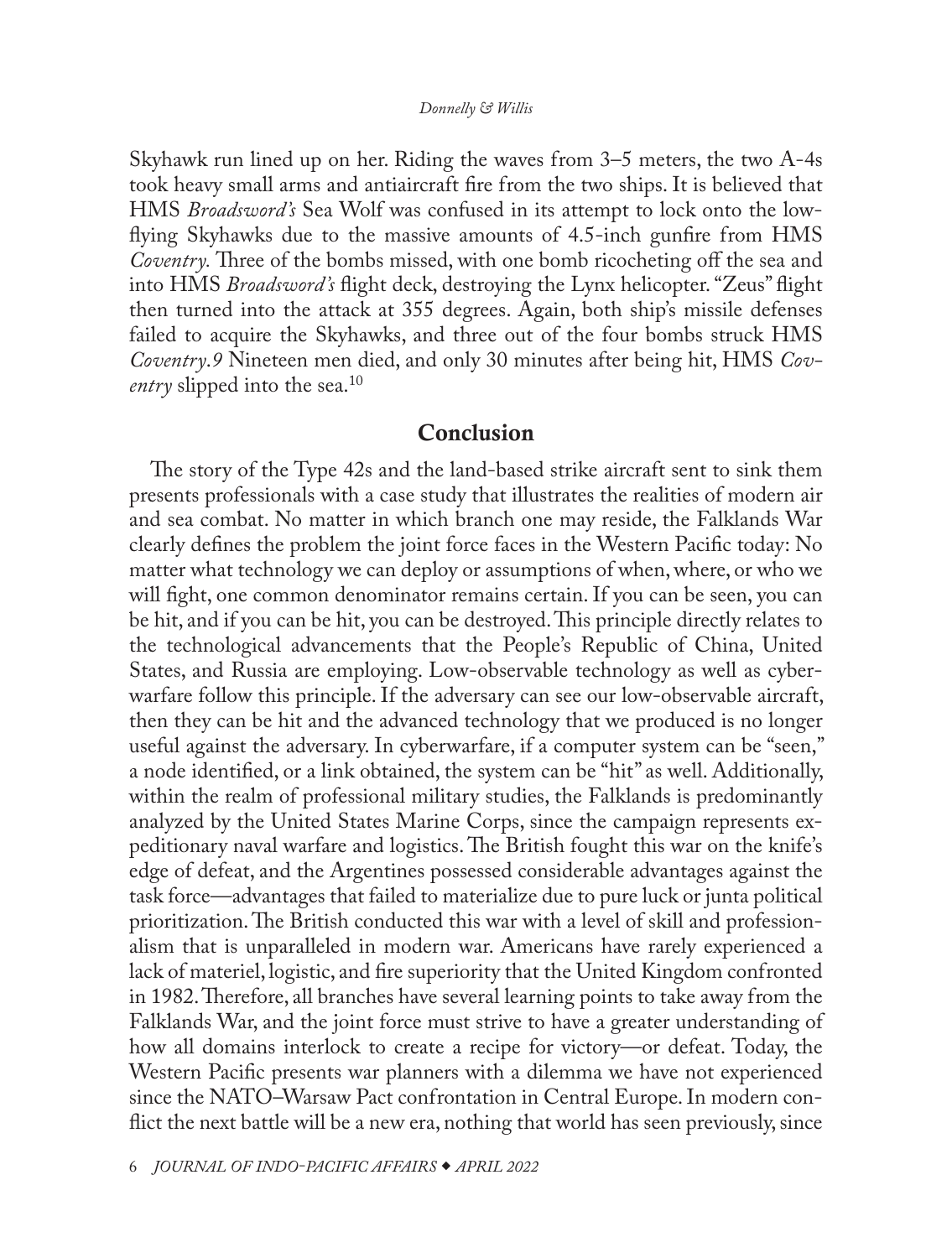Skyhawk run lined up on her. Riding the waves from 3–5 meters, the two A-4s took heavy small arms and antiaircraft fire from the two ships. It is believed that HMS *Broadsword's* Sea Wolf was confused in its attempt to lock onto the low-flying Skyhawks due to the massive amounts of 4.5-inch gunfire from HMS *Coventry.* Three of the bombs missed, with one bomb ricocheting off the sea and into HMS *Broadsword's* flight deck, destroying the Lynx helicopter. "Zeus" flight then turned into the attack at 355 degrees. Again, both ship's missile defenses failed to acquire the Skyhawks, and three out of the four bombs struck HMS *Coventry.9* Nineteen men died, and only 30 minutes after being hit, HMS *Coventry* slipped into the sea.[10]

## Conclusion

The story of the Type 42s and the land-based strike aircraft sent to sink them presents professionals with a case study that illustrates the realities of modern air and sea combat. No matter in which branch one may reside, the Falklands War clearly defines the problem the joint force faces in the Western Pacific today: No matter what technology we can deploy or assumptions of when, where, or who we will fight, one common denominator remains certain. If you can be seen, you can be hit, and if you can be hit, you can be destroyed. This principle directly relates to the technological advancements that the People's Republic of China, United States, and Russia are employing. Low-observable technology as well as cyberwarfare follow this principle. If the adversary can see our low-observable aircraft, then they can be hit and the advanced technology that we produced is no longer useful against the adversary. In cyberwarfare, if a computer system can be "seen," a node identified, or a link obtained, the system can be "hit" as well. Additionally, within the realm of professional military studies, the Falklands is predominantly analyzed by the United States Marine Corps, since the campaign represents expeditionary naval warfare and logistics. The British fought this war on the knife's edge of defeat, and the Argentines possessed considerable advantages against the task force—advantages that failed to materialize due to pure luck or junta political prioritization. The British conducted this war with a level of skill and professionalism that is unparalleled in modern war. Americans have rarely experienced a lack of materiel, logistic, and fire superiority that the United Kingdom confronted in 1982. Therefore, all branches have several learning points to take away from the Falklands War, and the joint force must strive to have a greater understanding of how all domains interlock to create a recipe for victory—or defeat. Today, the Western Pacific presents war planners with a dilemma we have not experienced since the NATO–Warsaw Pact confrontation in Central Europe. In modern conflict the next battle will be a new era, nothing that world has seen previously, since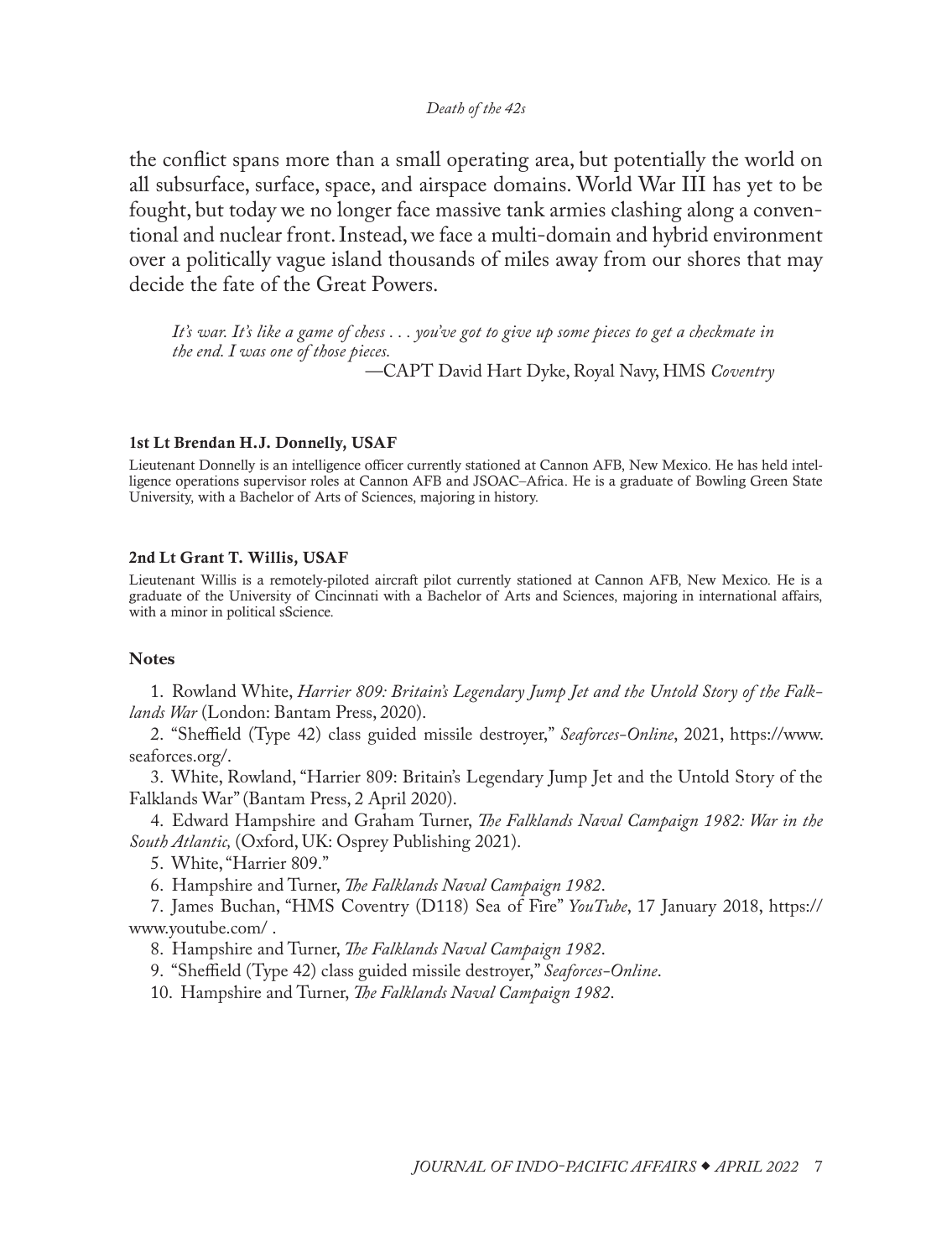the conflict spans more than a small operating area, but potentially the world on all subsurface, surface, space, and airspace domains. World War III has yet to be fought, but today we no longer face massive tank armies clashing along a conventional and nuclear front. Instead, we face a multi-domain and hybrid environment over a politically vague island thousands of miles away from our shores that may decide the fate of the Great Powers.

> *It's war. It's like a game of chess . . . you've got to give up some pieces to get a checkmate in the end. I was one of those pieces.*
>
> —CAPT David Hart Dyke, Royal Navy, HMS *Coventry*

**1st Lt Brendan H.J. Donnelly, USAF**

Lieutenant Donnelly is an intelligence officer currently stationed at Cannon AFB, New Mexico. He has held intelligence operations supervisor roles at Cannon AFB and JSOAC–Africa. He is a graduate of Bowling Green State University, with a Bachelor of Arts of Sciences, majoring in history.

**2nd Lt Grant T. Willis, USAF**

Lieutenant Willis is a remotely-piloted aircraft pilot currently stationed at Cannon AFB, New Mexico. He is a graduate of the University of Cincinnati with a Bachelor of Arts and Sciences, majoring in international affairs, with a minor in political sScience.

**Notes**

1. Rowland White, *Harrier 809: Britain's Legendary Jump Jet and the Untold Story of the Falklands War* (London: Bantam Press, 2020).
2. "Sheffield (Type 42) class guided missile destroyer," *Seaforces-Online*, 2021, https://www.seaforces.org/.
3. White, Rowland, "Harrier 809: Britain's Legendary Jump Jet and the Untold Story of the Falklands War" (Bantam Press, 2 April 2020).
4. Edward Hampshire and Graham Turner, *The Falklands Naval Campaign 1982: War in the South Atlantic,* (Oxford, UK: Osprey Publishing 2021).
5. White, "Harrier 809."
6. Hampshire and Turner, *The Falklands Naval Campaign 1982*.
7. James Buchan, "HMS Coventry (D118) Sea of Fire" *YouTube*, 17 January 2018, https://www.youtube.com/ .
8. Hampshire and Turner, *The Falklands Naval Campaign 1982*.
9. "Sheffield (Type 42) class guided missile destroyer," *Seaforces-Online*.
10. Hampshire and Turner, *The Falklands Naval Campaign 1982*.